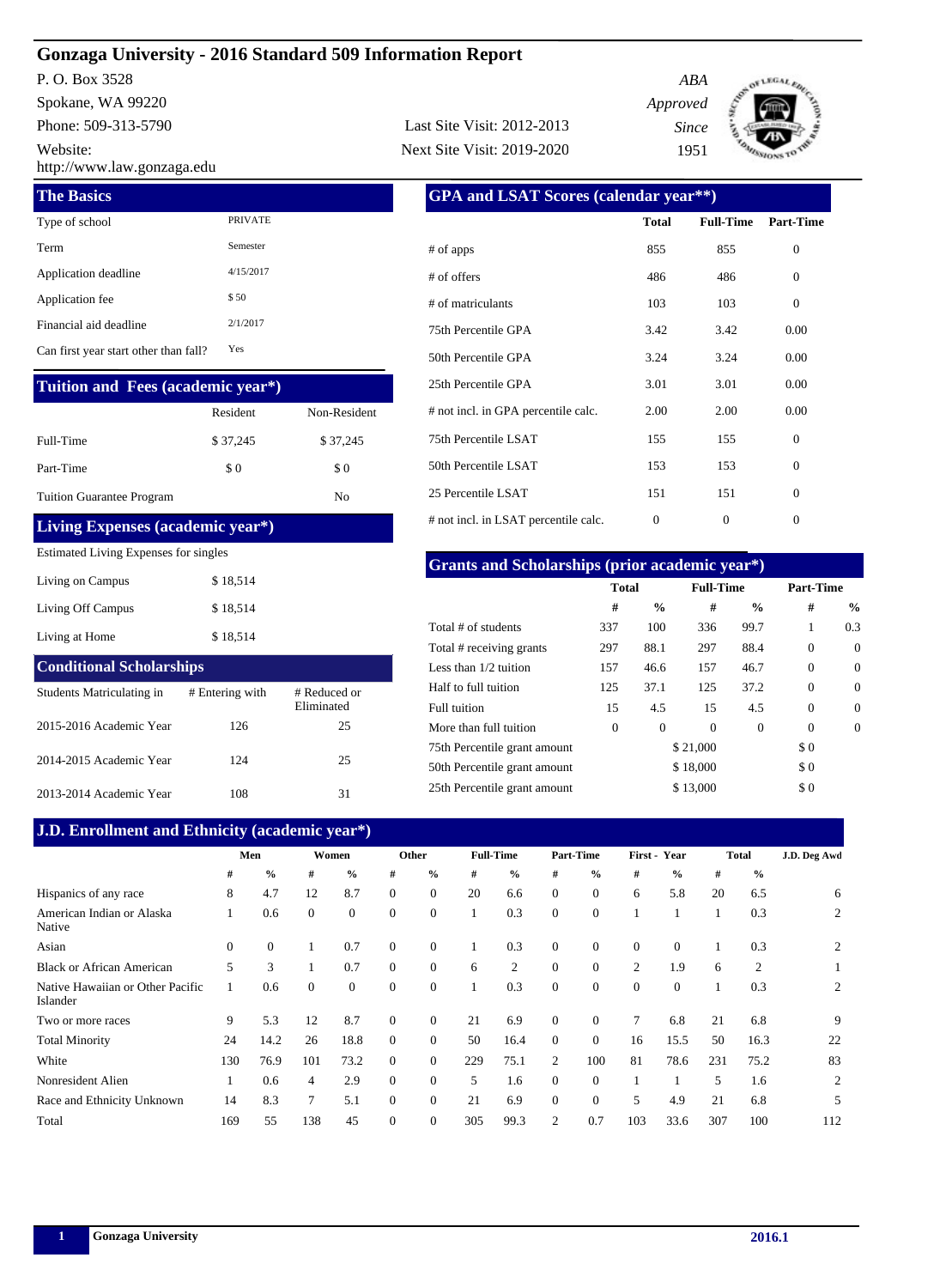# Gonzaga University - 2016 Standard 509 Information Report

P. O. Box 3528
Spokane, WA 99220
Phone: 509-313-5790
Website:
http://www.law.gonzaga.edu

Last Site Visit: 2012-2013
Next Site Visit: 2019-2020

*ABA Approved Since* 1951

## The Basics

| | |
|---|---|
| Type of school | PRIVATE |
| Term | Semester |
| Application deadline | 4/15/2017 |
| Application fee | $ 50 |
| Financial aid deadline | 2/1/2017 |
| Can first year start other than fall? | Yes |

## Tuition and Fees (academic year*)

| | Resident | Non-Resident |
|---|---|---|
| Full-Time | $ 37,245 | $ 37,245 |
| Part-Time | $ 0 | $ 0 |
| Tuition Guarantee Program | | No |

## Living Expenses (academic year*)

Estimated Living Expenses for singles

| | |
|---|---|
| Living on Campus | $ 18,514 |
| Living Off Campus | $ 18,514 |
| Living at Home | $ 18,514 |

## Conditional Scholarships

| Students Matriculating in | # Entering with | # Reduced or Eliminated |
|---|---|---|
| 2015-2016 Academic Year | 126 | 25 |
| 2014-2015 Academic Year | 124 | 25 |
| 2013-2014 Academic Year | 108 | 31 |

## GPA and LSAT Scores (calendar year**)

| | Total | Full-Time | Part-Time |
|---|---|---|---|
| # of apps | 855 | 855 | 0 |
| # of offers | 486 | 486 | 0 |
| # of matriculants | 103 | 103 | 0 |
| 75th Percentile GPA | 3.42 | 3.42 | 0.00 |
| 50th Percentile GPA | 3.24 | 3.24 | 0.00 |
| 25th Percentile GPA | 3.01 | 3.01 | 0.00 |
| # not incl. in GPA percentile calc. | 2.00 | 2.00 | 0.00 |
| 75th Percentile LSAT | 155 | 155 | 0 |
| 50th Percentile LSAT | 153 | 153 | 0 |
| 25 Percentile LSAT | 151 | 151 | 0 |
| # not incl. in LSAT percentile calc. | 0 | 0 | 0 |

## Grants and Scholarships (prior academic year*)

| | Total | | Full-Time | | Part-Time | |
|---|---|---|---|---|---|---|
| | # | % | # | % | # | % |
| Total # of students | 337 | 100 | 336 | 99.7 | 1 | 0.3 |
| Total # receiving grants | 297 | 88.1 | 297 | 88.4 | 0 | 0 |
| Less than 1/2 tuition | 157 | 46.6 | 157 | 46.7 | 0 | 0 |
| Half to full tuition | 125 | 37.1 | 125 | 37.2 | 0 | 0 |
| Full tuition | 15 | 4.5 | 15 | 4.5 | 0 | 0 |
| More than full tuition | 0 | 0 | 0 | 0 | 0 | 0 |
| 75th Percentile grant amount | | | $ 21,000 | | $ 0 | |
| 50th Percentile grant amount | | | $ 18,000 | | $ 0 | |
| 25th Percentile grant amount | | | $ 13,000 | | $ 0 | |

## J.D. Enrollment and Ethnicity (academic year*)

| | Men | | Women | | Other | | Full-Time | | Part-Time | | First - Year | | Total | | J.D. Deg Awd |
|---|---|---|---|---|---|---|---|---|---|---|---|---|---|---|---|
| | # | % | # | % | # | % | # | % | # | % | # | % | # | % | |
| Hispanics of any race | 8 | 4.7 | 12 | 8.7 | 0 | 0 | 20 | 6.6 | 0 | 0 | 6 | 5.8 | 20 | 6.5 | 6 |
| American Indian or Alaska Native | 1 | 0.6 | 0 | 0 | 0 | 0 | 1 | 0.3 | 0 | 0 | 1 | 1 | 1 | 0.3 | 2 |
| Asian | 0 | 0 | 1 | 0.7 | 0 | 0 | 1 | 0.3 | 0 | 0 | 0 | 0 | 1 | 0.3 | 2 |
| Black or African American | 5 | 3 | 1 | 0.7 | 0 | 0 | 6 | 2 | 0 | 0 | 2 | 1.9 | 6 | 2 | 1 |
| Native Hawaiian or Other Pacific Islander | 1 | 0.6 | 0 | 0 | 0 | 0 | 1 | 0.3 | 0 | 0 | 0 | 0 | 1 | 0.3 | 2 |
| Two or more races | 9 | 5.3 | 12 | 8.7 | 0 | 0 | 21 | 6.9 | 0 | 0 | 7 | 6.8 | 21 | 6.8 | 9 |
| Total Minority | 24 | 14.2 | 26 | 18.8 | 0 | 0 | 50 | 16.4 | 0 | 0 | 16 | 15.5 | 50 | 16.3 | 22 |
| White | 130 | 76.9 | 101 | 73.2 | 0 | 0 | 229 | 75.1 | 2 | 100 | 81 | 78.6 | 231 | 75.2 | 83 |
| Nonresident Alien | 1 | 0.6 | 4 | 2.9 | 0 | 0 | 5 | 1.6 | 0 | 0 | 1 | 1 | 5 | 1.6 | 2 |
| Race and Ethnicity Unknown | 14 | 8.3 | 7 | 5.1 | 0 | 0 | 21 | 6.9 | 0 | 0 | 5 | 4.9 | 21 | 6.8 | 5 |
| Total | 169 | 55 | 138 | 45 | 0 | 0 | 305 | 99.3 | 2 | 0.7 | 103 | 33.6 | 307 | 100 | 112 |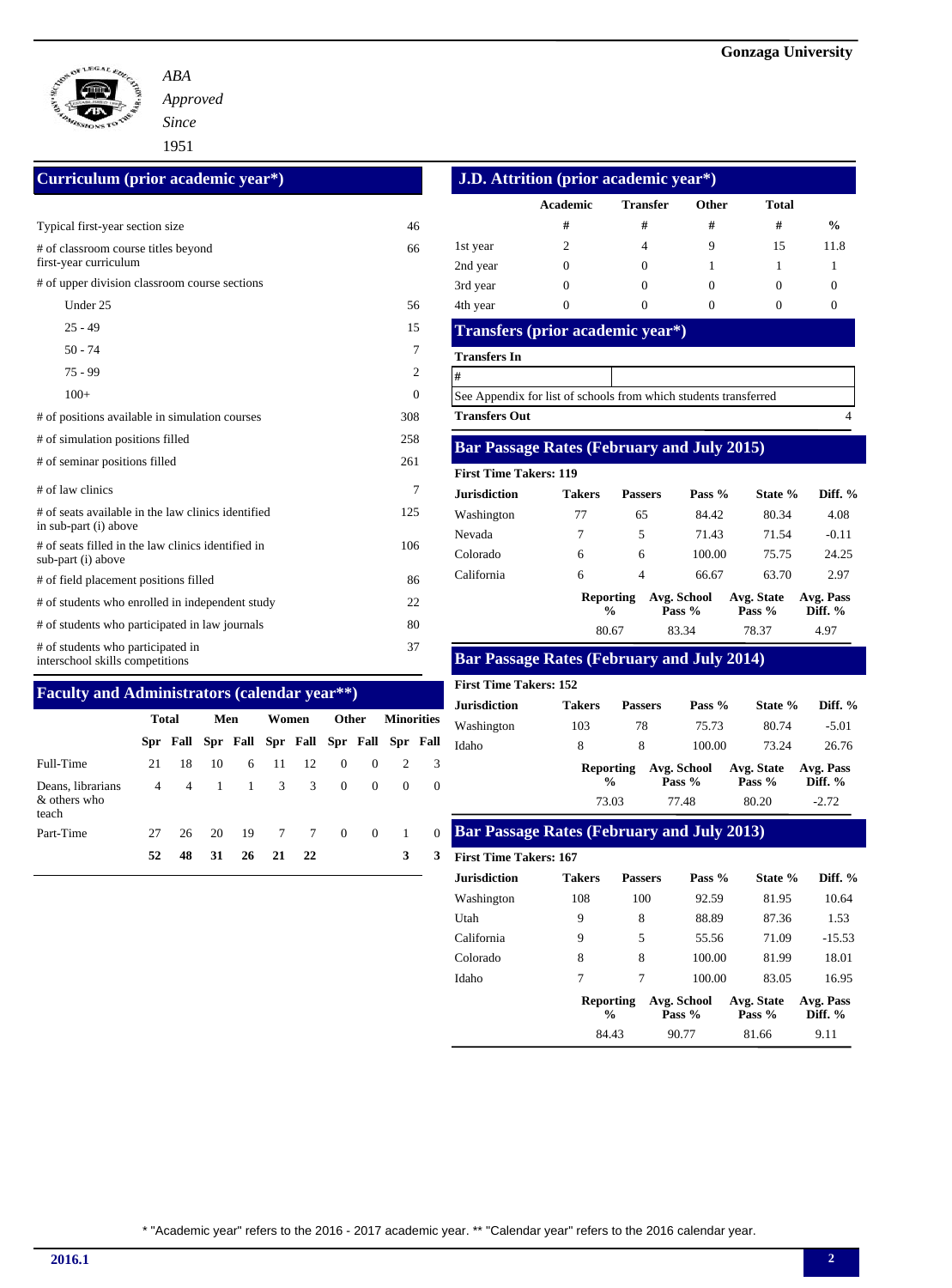Gonzaga University

*ABA Approved Since* 1951

## Curriculum (prior academic year*)

| | |
|---|---|
| Typical first-year section size | 46 |
| # of classroom course titles beyond first-year curriculum | 66 |
| # of upper division classroom course sections | |
| Under 25 | 56 |
| 25 - 49 | 15 |
| 50 - 74 | 7 |
| 75 - 99 | 2 |
| 100+ | 0 |
| # of positions available in simulation courses | 308 |
| # of simulation positions filled | 258 |
| # of seminar positions filled | 261 |
| # of law clinics | 7 |
| # of seats available in the law clinics identified in sub-part (i) above | 125 |
| # of seats filled in the law clinics identified in sub-part (i) above | 106 |
| # of field placement positions filled | 86 |
| # of students who enrolled in independent study | 22 |
| # of students who participated in law journals | 80 |
| # of students who participated in interschool skills competitions | 37 |

## Faculty and Administrators (calendar year**)

| | Total | | Men | | Women | | Other | | Minorities | |
|---|---|---|---|---|---|---|---|---|---|---|
| | Spr | Fall | Spr | Fall | Spr | Fall | Spr | Fall | Spr | Fall |
| Full-Time | 21 | 18 | 10 | 6 | 11 | 12 | 0 | 0 | 2 | 3 |
| Deans, librarians & others who teach | 4 | 4 | 1 | 1 | 3 | 3 | 0 | 0 | 0 | 0 |
| Part-Time | 27 | 26 | 20 | 19 | 7 | 7 | 0 | 0 | 1 | 0 |
| | **52** | **48** | **31** | **26** | **21** | **22** | | | **3** | **3** |

## J.D. Attrition (prior academic year*)

| | Academic | Transfer | Other | Total | |
|---|---|---|---|---|---|
| | # | # | # | # | % |
| 1st year | 2 | 4 | 9 | 15 | 11.8 |
| 2nd year | 0 | 0 | 1 | 1 | 1 |
| 3rd year | 0 | 0 | 0 | 0 | 0 |
| 4th year | 0 | 0 | 0 | 0 | 0 |

## Transfers (prior academic year*)

**Transfers In**

| # | |
|---|---|

See Appendix for list of schools from which students transferred

**Transfers Out** 4

## Bar Passage Rates (February and July 2015)

**First Time Takers: 119**

| Jurisdiction | Takers | Passers | Pass % | State % | Diff. % |
|---|---|---|---|---|---|
| Washington | 77 | 65 | 84.42 | 80.34 | 4.08 |
| Nevada | 7 | 5 | 71.43 | 71.54 | -0.11 |
| Colorado | 6 | 6 | 100.00 | 75.75 | 24.25 |
| California | 6 | 4 | 66.67 | 63.70 | 2.97 |

| Reporting % | Avg. School Pass % | Avg. State Pass % | Avg. Pass Diff. % |
|---|---|---|---|
| 80.67 | 83.34 | 78.37 | 4.97 |

## Bar Passage Rates (February and July 2014)

**First Time Takers: 152**

| Jurisdiction | Takers | Passers | Pass % | State % | Diff. % |
|---|---|---|---|---|---|
| Washington | 103 | 78 | 75.73 | 80.74 | -5.01 |
| Idaho | 8 | 8 | 100.00 | 73.24 | 26.76 |

| Reporting % | Avg. School Pass % | Avg. State Pass % | Avg. Pass Diff. % |
|---|---|---|---|
| 73.03 | 77.48 | 80.20 | -2.72 |

## Bar Passage Rates (February and July 2013)

**First Time Takers: 167**

| Jurisdiction | Takers | Passers | Pass % | State % | Diff. % |
|---|---|---|---|---|---|
| Washington | 108 | 100 | 92.59 | 81.95 | 10.64 |
| Utah | 9 | 8 | 88.89 | 87.36 | 1.53 |
| California | 9 | 5 | 55.56 | 71.09 | -15.53 |
| Colorado | 8 | 8 | 100.00 | 81.99 | 18.01 |
| Idaho | 7 | 7 | 100.00 | 83.05 | 16.95 |

| Reporting % | Avg. School Pass % | Avg. State Pass % | Avg. Pass Diff. % |
|---|---|---|---|
| 84.43 | 90.77 | 81.66 | 9.11 |

* "Academic year" refers to the 2016 - 2017 academic year. ** "Calendar year" refers to the 2016 calendar year.